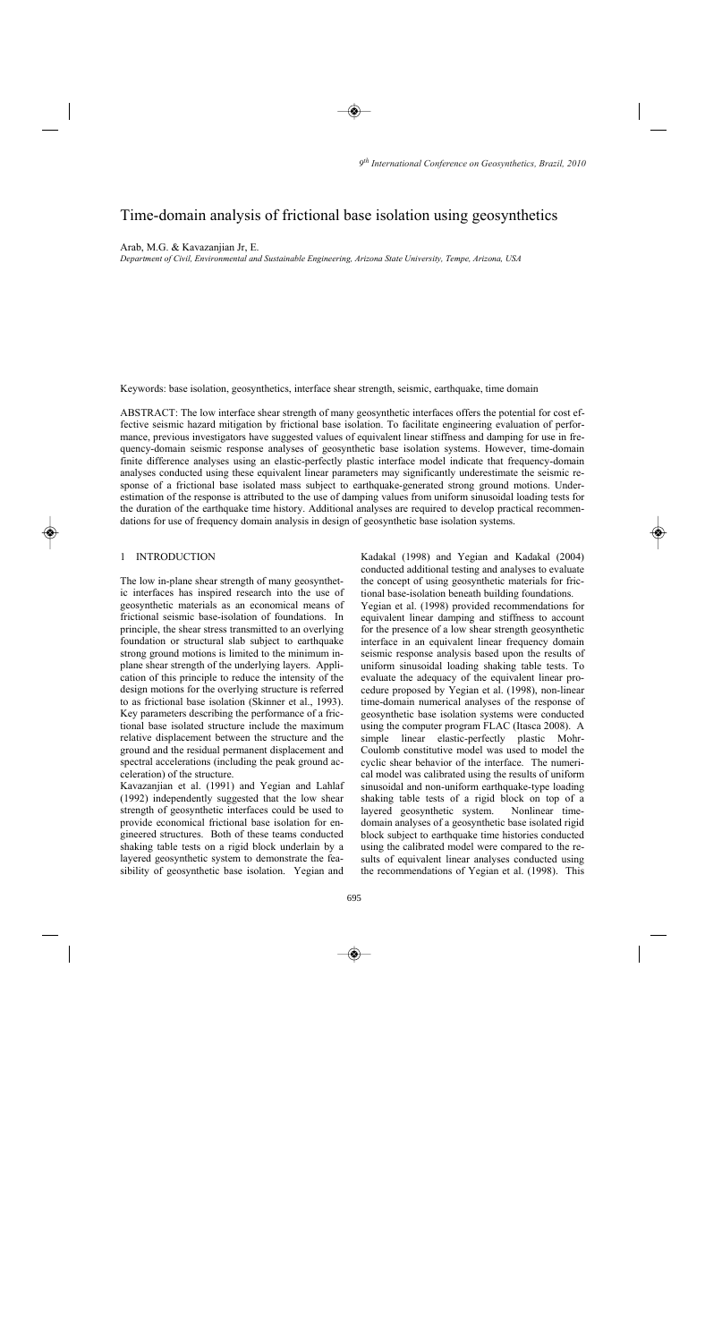# Time-domain analysis of frictional base isolation using geosynthetics

Arab, M.G. & Kavazanjian Jr, E.

*Department of Civil, Environmental and Sustainable Engineering, Arizona State University, Tempe, Arizona, USA*

Keywords: base isolation, geosynthetics, interface shear strength, seismic, earthquake, time domain

ABSTRACT: The low interface shear strength of many geosynthetic interfaces offers the potential for cost effective seismic hazard mitigation by frictional base isolation. To facilitate engineering evaluation of performance, previous investigators have suggested values of equivalent linear stiffness and damping for use in frequency-domain seismic response analyses of geosynthetic base isolation systems. However, time-domain finite difference analyses using an elastic-perfectly plastic interface model indicate that frequency-domain analyses conducted using these equivalent linear parameters may significantly underestimate the seismic response of a frictional base isolated mass subject to earthquake-generated strong ground motions. Underestimation of the response is attributed to the use of damping values from uniform sinusoidal loading tests for the duration of the earthquake time history. Additional analyses are required to develop practical recommendations for use of frequency domain analysis in design of geosynthetic base isolation systems.

## 1 INTRODUCTION

The low in-plane shear strength of many geosynthetic interfaces has inspired research into the use of geosynthetic materials as an economical means of frictional seismic base-isolation of foundations. In principle, the shear stress transmitted to an overlying foundation or structural slab subject to earthquake strong ground motions is limited to the minimum in-plane shear strength of the underlying layers. Application of this principle to reduce the intensity of the design motions for the overlying structure is referred to as frictional base isolation (Skinner et al., 1993). Key parameters describing the performance of a frictional base isolated structure include the maximum relative displacement between the structure and the ground and the residual permanent displacement and spectral accelerations (including the peak ground acceleration) of the structure.

Kavazanjian et al. (1991) and Yegian and Lahlaf (1992) independently suggested that the low shear strength of geosynthetic interfaces could be used to provide economical frictional base isolation for engineered structures. Both of these teams conducted shaking table tests on a rigid block underlain by a layered geosynthetic system to demonstrate the feasibility of geosynthetic base isolation. Yegian and Kadakal (1998) and Yegian and Kadakal (2004) conducted additional testing and analyses to evaluate the concept of using geosynthetic materials for frictional base-isolation beneath building foundations.

Yegian et al. (1998) provided recommendations for equivalent linear damping and stiffness to account for the presence of a low shear strength geosynthetic interface in an equivalent linear frequency domain seismic response analysis based upon the results of uniform sinusoidal loading shaking table tests. To evaluate the adequacy of the equivalent linear procedure proposed by Yegian et al. (1998), non-linear time-domain numerical analyses of the response of geosynthetic base isolation systems were conducted using the computer program FLAC (Itasca 2008). A simple linear elastic-perfectly plastic Mohr-Coulomb constitutive model was used to model the cyclic shear behavior of the interface. The numerical model was calibrated using the results of uniform sinusoidal and non-uniform earthquake-type loading shaking table tests of a rigid block on top of a layered geosynthetic system. Nonlinear time-domain analyses of a geosynthetic base isolated rigid block subject to earthquake time histories conducted using the calibrated model were compared to the results of equivalent linear analyses conducted using the recommendations of Yegian et al. (1998). This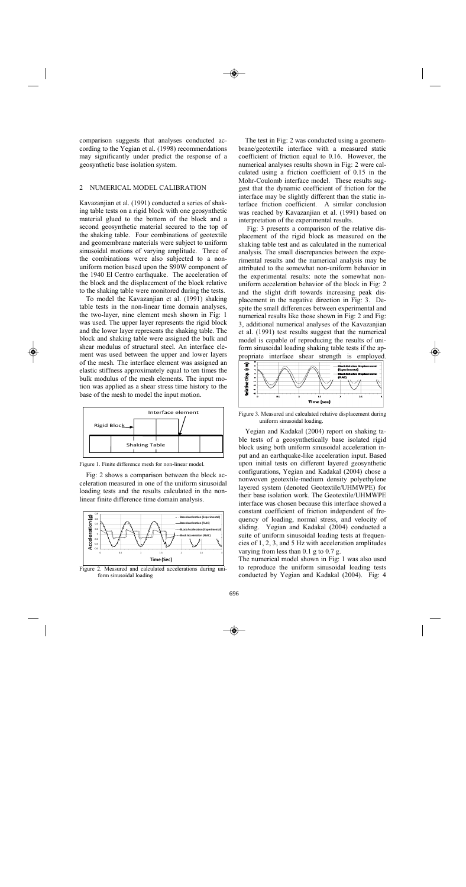comparison suggests that analyses conducted according to the Yegian et al. (1998) recommendations may significantly under predict the response of a geosynthetic base isolation system.

## 2 NUMERICAL MODEL CALIBRATION

Kavazanjian et al. (1991) conducted a series of shaking table tests on a rigid block with one geosynthetic material glued to the bottom of the block and a second geosynthetic material secured to the top of the shaking table. Four combinations of geotextile and geomembrane materials were subject to uniform sinusoidal motions of varying amplitude. Three of the combinations were also subjected to a non-uniform motion based upon the S90W component of the 1940 El Centro earthquake. The acceleration of the block and the displacement of the block relative to the shaking table were monitored during the tests.

To model the Kavazanjian et al. (1991) shaking table tests in the non-linear time domain analyses, the two-layer, nine element mesh shown in Fig: 1 was used. The upper layer represents the rigid block and the lower layer represents the shaking table. The block and shaking table were assigned the bulk and shear modulus of structural steel. An interface element was used between the upper and lower layers of the mesh. The interface element was assigned an elastic stiffness approximately equal to ten times the bulk modulus of the mesh elements. The input motion was applied as a shear stress time history to the base of the mesh to model the input motion.

Figure 1. Finite difference mesh for non-linear model.

Fig: 2 shows a comparison between the block acceleration measured in one of the uniform sinusoidal loading tests and the results calculated in the non-linear finite difference time domain analysis.

Figure 2. Measured and calculated accelerations during uniform sinusoidal loading

The test in Fig: 2 was conducted using a geomembrane/geotextile interface with a measured static coefficient of friction equal to 0.16. However, the numerical analyses results shown in Fig: 2 were calculated using a friction coefficient of 0.15 in the Mohr-Coulomb interface model. These results suggest that the dynamic coefficient of friction for the interface may be slightly different than the static interface friction coefficient. A similar conclusion was reached by Kavazanjian et al. (1991) based on interpretation of the experimental results.

Fig: 3 presents a comparison of the relative displacement of the rigid block as measured on the shaking table test and as calculated in the numerical analysis. The small discrepancies between the experimental results and the numerical analysis may be attributed to the somewhat non-uniform behavior in the experimental results: note the somewhat non-uniform acceleration behavior of the block in Fig: 2 and the slight drift towards increasing peak displacement in the negative direction in Fig: 3. Despite the small differences between experimental and numerical results like those shown in Fig: 2 and Fig: 3, additional numerical analyses of the Kavazanjian et al. (1991) test results suggest that the numerical model is capable of reproducing the results of uniform sinusoidal loading shaking table tests if the appropriate interface shear strength is employed.

Figure 3. Measured and calculated relative displacement during uniform sinusoidal loading.

Yegian and Kadakal (2004) report on shaking table tests of a geosynthetically base isolated rigid block using both uniform sinusoidal acceleration input and an earthquake-like acceleration input. Based upon initial tests on different layered geosynthetic configurations, Yegian and Kadakal (2004) chose a nonwoven geotextile-medium density polyethylene layered system (denoted Geotextile/UHMWPE) for their base isolation work. The Geotextile/UHMWPE interface was chosen because this interface showed a constant coefficient of friction independent of frequency of loading, normal stress, and velocity of sliding. Yegian and Kadakal (2004) conducted a suite of uniform sinusoidal loading tests at frequencies of 1, 2, 3, and 5 Hz with acceleration amplitudes varying from less than 0.1 g to 0.7 g.

The numerical model shown in Fig: 1 was also used to reproduce the uniform sinusoidal loading tests conducted by Yegian and Kadakal (2004). Fig: 4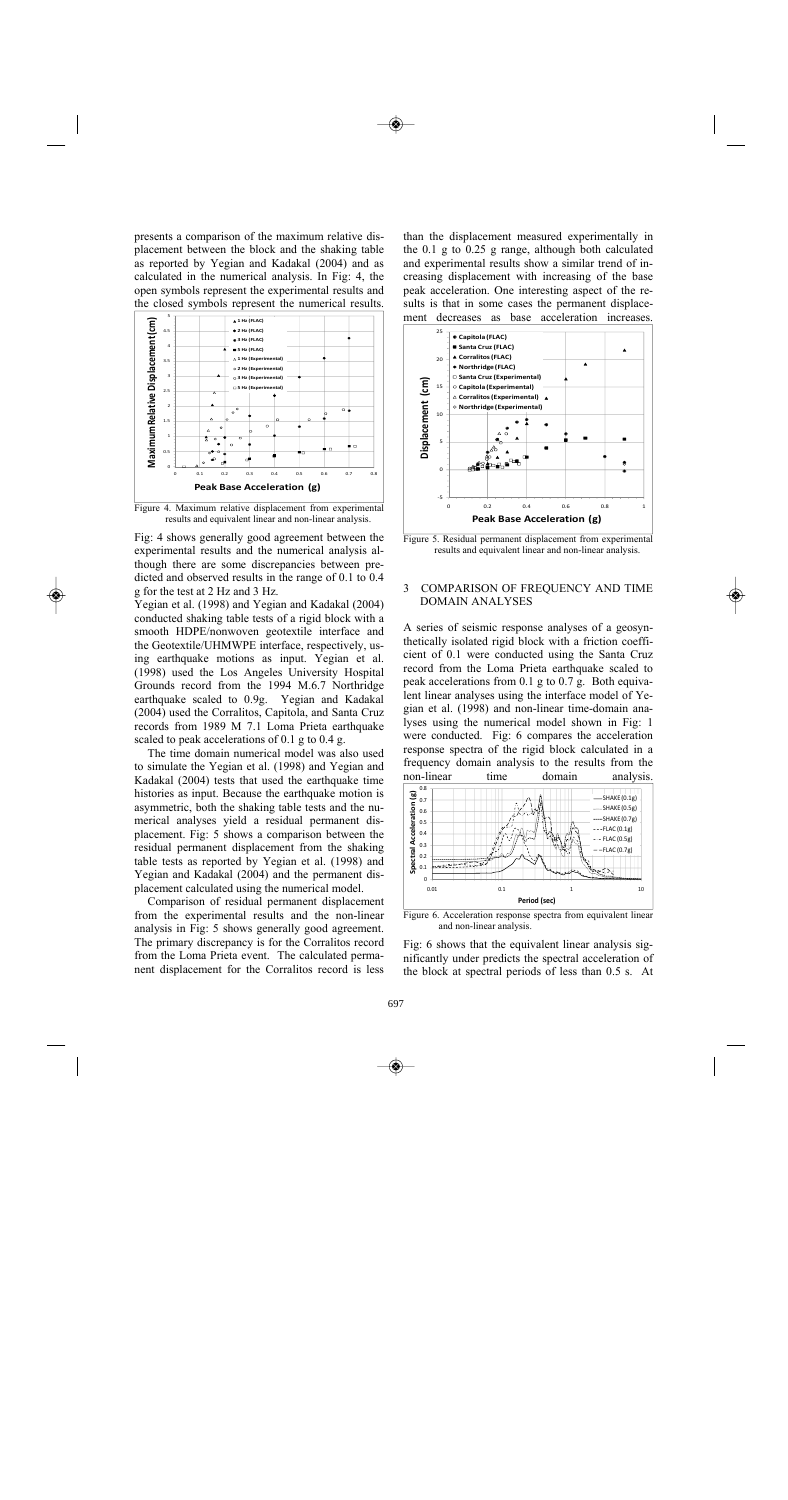presents a comparison of the maximum relative displacement between the block and the shaking table as reported by Yegian and Kadakal (2004) and as calculated in the numerical analysis. In Fig: 4, the open symbols represent the experimental results and the closed symbols represent the numerical results.

Figure 4. Maximum relative displacement from experimental results and equivalent linear and non-linear analysis.

Fig: 4 shows generally good agreement between the experimental results and the numerical analysis although there are some discrepancies between predicted and observed results in the range of 0.1 to 0.4 g for the test at 2 Hz and 3 Hz.

Yegian et al. (1998) and Yegian and Kadakal (2004) conducted shaking table tests of a rigid block with a smooth HDPE/nonwoven geotextile interface and the Geotextile/UHMWPE interface, respectively, using earthquake motions as input. Yegian et al. (1998) used the Los Angeles University Hospital Grounds record from the 1994 M.6.7 Northridge earthquake scaled to 0.9g. Yegian and Kadakal (2004) used the Corralitos, Capitola, and Santa Cruz records from 1989 M 7.1 Loma Prieta earthquake scaled to peak accelerations of 0.1 g to 0.4 g.

The time domain numerical model was also used to simulate the Yegian et al. (1998) and Yegian and Kadakal (2004) tests that used the earthquake time histories as input. Because the earthquake motion is asymmetric, both the shaking table tests and the numerical analyses yield a residual permanent displacement. Fig: 5 shows a comparison between the residual permanent displacement from the shaking table tests as reported by Yegian et al. (1998) and Yegian and Kadakal (2004) and the permanent displacement calculated using the numerical model.

Comparison of residual permanent displacement from the experimental results and the non-linear analysis in Fig: 5 shows generally good agreement. The primary discrepancy is for the Corralitos record from the Loma Prieta event. The calculated permanent displacement for the Corralitos record is less than the displacement measured experimentally in the 0.1 g to 0.25 g range, although both calculated and experimental results show a similar trend of increasing displacement with increasing of the base peak acceleration. One interesting aspect of the results is that in some cases the permanent displacement decreases as base acceleration increases.

Figure 5. Residual permanent displacement from experimental results and equivalent linear and non-linear analysis.

## 3 COMPARISON OF FREQUENCY AND TIME DOMAIN ANALYSES

A series of seismic response analyses of a geosynthetically isolated rigid block with a friction coefficient of 0.1 were conducted using the Santa Cruz record from the Loma Prieta earthquake scaled to peak accelerations from 0.1 g to 0.7 g. Both equivalent linear analyses using the interface model of Yegian et al. (1998) and non-linear time-domain analyses using the numerical model shown in Fig: 1 were conducted. Fig: 6 compares the acceleration response spectra of the rigid block calculated in a frequency domain analysis to the results from the non-linear time domain analysis.

Figure 6. Acceleration response spectra from equivalent linear and non-linear analysis.

Fig: 6 shows that the equivalent linear analysis significantly under predicts the spectral acceleration of the block at spectral periods of less than 0.5 s. At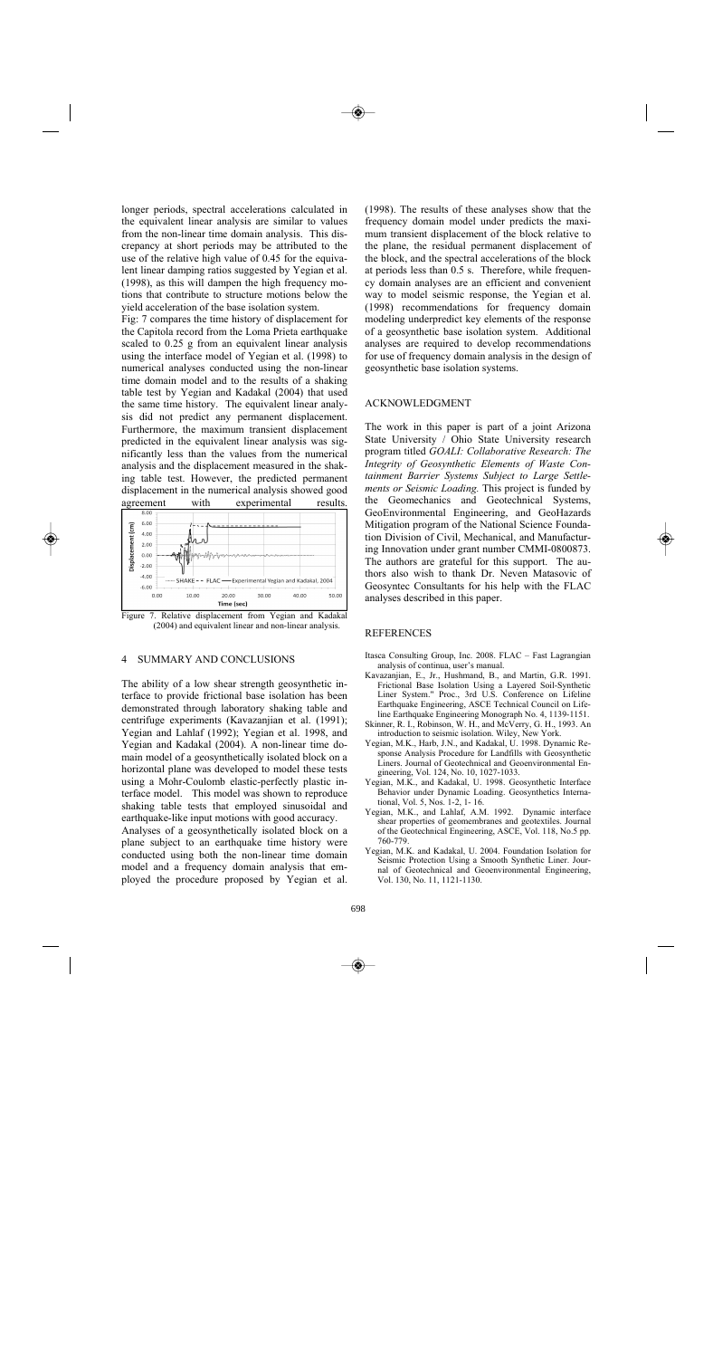longer periods, spectral accelerations calculated in the equivalent linear analysis are similar to values from the non-linear time domain analysis. This discrepancy at short periods may be attributed to the use of the relative high value of 0.45 for the equivalent linear damping ratios suggested by Yegian et al. (1998), as this will dampen the high frequency motions that contribute to structure motions below the yield acceleration of the base isolation system.

Fig: 7 compares the time history of displacement for the Capitola record from the Loma Prieta earthquake scaled to 0.25 g from an equivalent linear analysis using the interface model of Yegian et al. (1998) to numerical analyses conducted using the non-linear time domain model and to the results of a shaking table test by Yegian and Kadakal (2004) that used the same time history. The equivalent linear analysis did not predict any permanent displacement. Furthermore, the maximum transient displacement predicted in the equivalent linear analysis was significantly less than the values from the numerical analysis and the displacement measured in the shaking table test. However, the predicted permanent displacement in the numerical analysis showed good agreement with experimental results.

Displacement (cm)
8.00
6.00
4.00
2.00
0.00
-2.00
-4.00
-6.00
0.00 10.00 20.00 30.00 40.00 50.00
Time (sec)
SHAKE FLAC Experimental Yegian and Kadakal, 2004

Figure 7. Relative displacement from Yegian and Kadakal (2004) and equivalent linear and non-linear analysis.

## 4 SUMMARY AND CONCLUSIONS

The ability of a low shear strength geosynthetic interface to provide frictional base isolation has been demonstrated through laboratory shaking table and centrifuge experiments (Kavazanjian et al. (1991); Yegian and Lahlaf (1992); Yegian et al. 1998, and Yegian and Kadakal (2004). A non-linear time domain model of a geosynthetically isolated block on a horizontal plane was developed to model these tests using a Mohr-Coulomb elastic-perfectly plastic interface model. This model was shown to reproduce shaking table tests that employed sinusoidal and earthquake-like input motions with good accuracy.

Analyses of a geosynthetically isolated block on a plane subject to an earthquake time history were conducted using both the non-linear time domain model and a frequency domain analysis that employed the procedure proposed by Yegian et al. (1998). The results of these analyses show that the frequency domain model under predicts the maximum transient displacement of the block relative to the plane, the residual permanent displacement of the block, and the spectral accelerations of the block at periods less than 0.5 s. Therefore, while frequency domain analyses are an efficient and convenient way to model seismic response, the Yegian et al. (1998) recommendations for frequency domain modeling underpredict key elements of the response of a geosynthetic base isolation system. Additional analyses are required to develop recommendations for use of frequency domain analysis in the design of geosynthetic base isolation systems.

## ACKNOWLEDGMENT

The work in this paper is part of a joint Arizona State University / Ohio State University research program titled *GOALI: Collaborative Research: The Integrity of Geosynthetic Elements of Waste Containment Barrier Systems Subject to Large Settlements or Seismic Loading.* This project is funded by the Geomechanics and Geotechnical Systems, GeoEnvironmental Engineering, and GeoHazards Mitigation program of the National Science Foundation Division of Civil, Mechanical, and Manufacturing Innovation under grant number CMMI-0800873. The authors are grateful for this support. The authors also wish to thank Dr. Neven Matasovic of Geosyntec Consultants for his help with the FLAC analyses described in this paper.

## REFERENCES

Itasca Consulting Group, Inc. 2008. FLAC – Fast Lagrangian analysis of continua, user's manual.

Kavazanjian, E., Jr., Hushmand, B., and Martin, G.R. 1991. Frictional Base Isolation Using a Layered Soil-Synthetic Liner System." Proc., 3rd U.S. Conference on Lifeline Earthquake Engineering, ASCE Technical Council on Lifeline Earthquake Engineering Monograph No. 4, 1139-1151.

Skinner, R. I., Robinson, W. H., and McVerry, G. H., 1993. An introduction to seismic isolation. Wiley, New York.

Yegian, M.K., Harb, J.N., and Kadakal, U. 1998. Dynamic Response Analysis Procedure for Landfills with Geosynthetic Liners. Journal of Geotechnical and Geoenvironmental Engineering, Vol. 124, No. 10, 1027-1033.

Yegian, M.K., and Kadakal, U. 1998. Geosynthetic Interface Behavior under Dynamic Loading. Geosynthetics International, Vol. 5, Nos. 1-2, 1- 16.

Yegian, M.K., and Lahlaf, A.M. 1992. Dynamic interface shear properties of geomembranes and geotextiles. Journal of the Geotechnical Engineering, ASCE, Vol. 118, No.5 pp. 760-779.

Yegian, M.K. and Kadakal, U. 2004. Foundation Isolation for Seismic Protection Using a Smooth Synthetic Liner. Journal of Geotechnical and Geoenvironmental Engineering, Vol. 130, No. 11, 1121-1130.